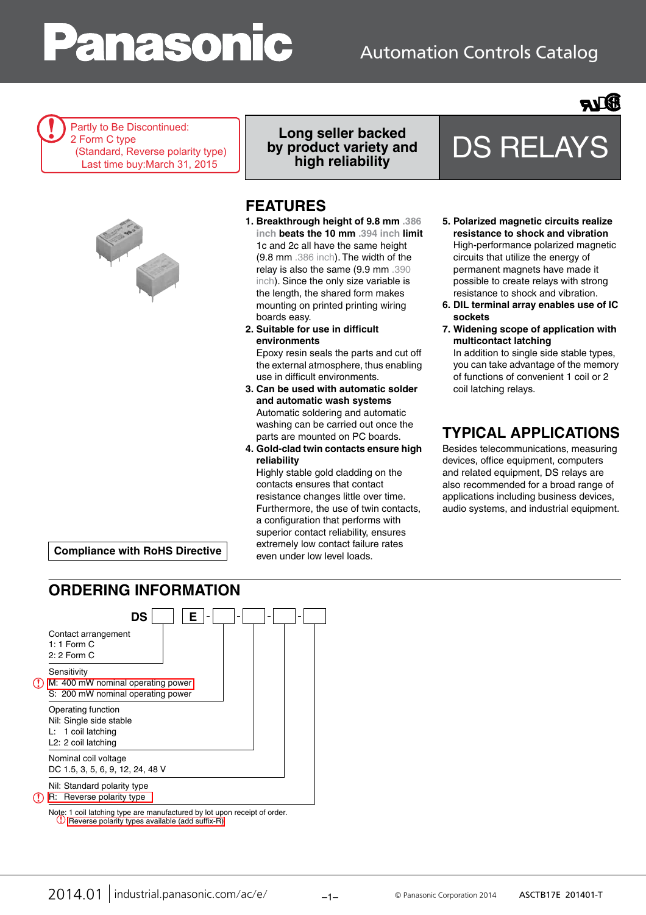Panasonic

Automation Controls Catalog

Partly to Be Discontinued:
2 Form C type
(Standard, Reverse polarity type)
Last time buy:March 31, 2015

**Long seller backed by product variety and high reliability**

# DS RELAYS

**Compliance with RoHS Directive**

## FEATURES

1. **Breakthrough height of 9.8 mm .386 inch beats the 10 mm .394 inch limit**
   1c and 2c all have the same height (9.8 mm .386 inch). The width of the relay is also the same (9.9 mm .390 inch). Since the only size variable is the length, the shared form makes mounting on printed printing wiring boards easy.
2. **Suitable for use in difficult environments**
   Epoxy resin seals the parts and cut off the external atmosphere, thus enabling use in difficult environments.
3. **Can be used with automatic solder and automatic wash systems**
   Automatic soldering and automatic washing can be carried out once the parts are mounted on PC boards.
4. **Gold-clad twin contacts ensure high reliability**
   Highly stable gold cladding on the contacts ensures that contact resistance changes little over time. Furthermore, the use of twin contacts, a configuration that performs with superior contact reliability, ensures extremely low contact failure rates even under low level loads.
5. **Polarized magnetic circuits realize resistance to shock and vibration**
   High-performance polarized magnetic circuits that utilize the energy of permanent magnets have made it possible to create relays with strong resistance to shock and vibration.
6. **DIL terminal array enables use of IC sockets**
7. **Widening scope of application with multicontact latching**
   In addition to single side stable types, you can take advantage of the memory of functions of convenient 1 coil or 2 coil latching relays.

## TYPICAL APPLICATIONS

Besides telecommunications, measuring devices, office equipment, computers and related equipment, DS relays are also recommended for a broad range of applications including business devices, audio systems, and industrial equipment.

## ORDERING INFORMATION

DS [ ] [ ] E - [ ] - [ ] - [ ] - [ ]

Contact arrangement
1: 1 Form C
2: 2 Form C

Sensitivity
M: 400 mW nominal operating power
S: 200 mW nominal operating power

Operating function
Nil: Single side stable
L: 1 coil latching
L2: 2 coil latching

Nominal coil voltage
DC 1.5, 3, 5, 6, 9, 12, 24, 48 V

Nil: Standard polarity type
R: Reverse polarity type

Note: 1 coil latching type are manufactured by lot upon receipt of order.
Reverse polarity types available (add suffix-R)

2014.01 | industrial.panasonic.com/ac/e/

© Panasonic Corporation 2014 ASCTB17E 201401-T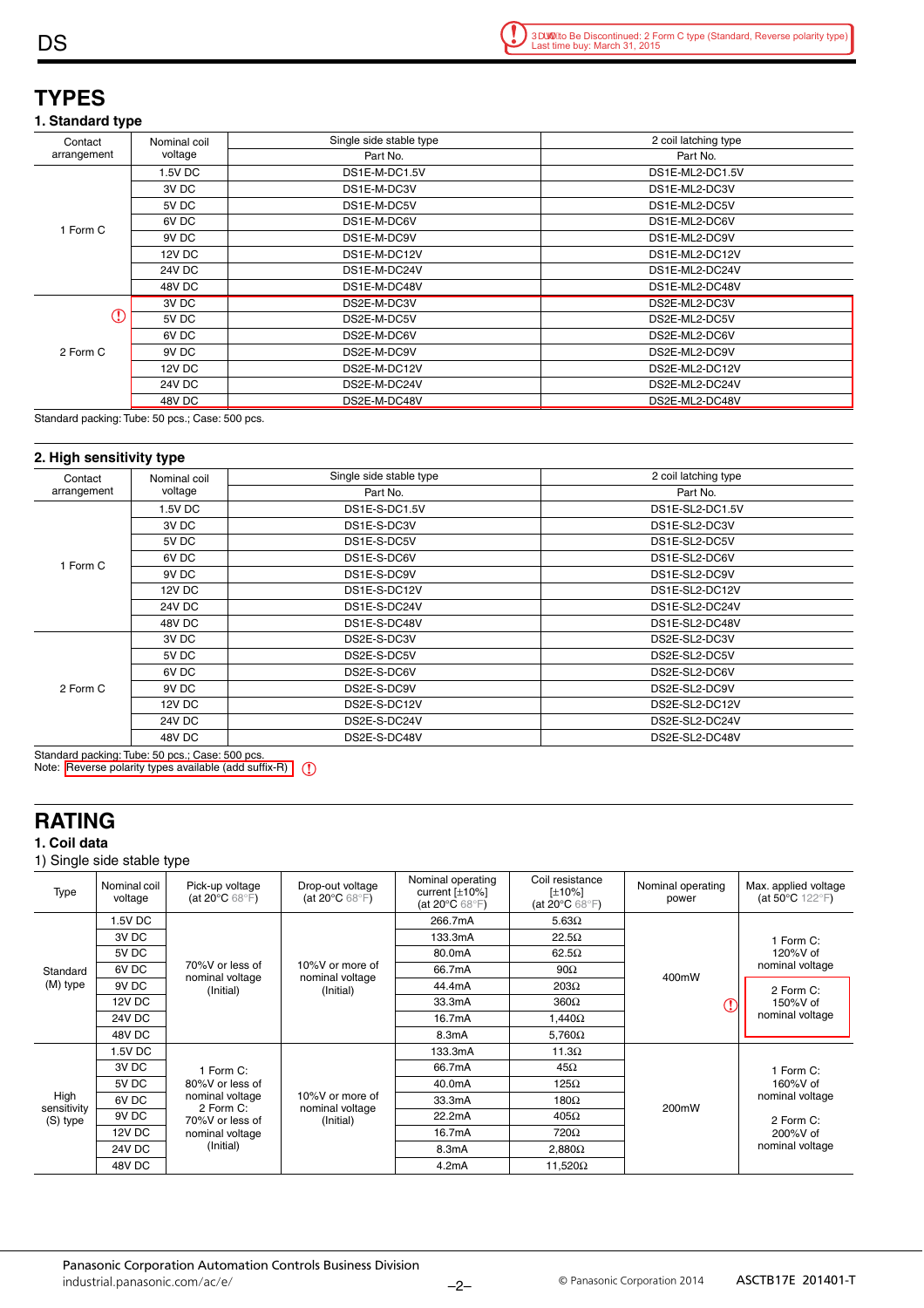# TYPES

### 1. Standard type

| Contact arrangement | Nominal coil voltage | Single side stable type Part No. | 2 coil latching type Part No. |
|---|---|---|---|
| 1 Form C | 1.5V DC | DS1E-M-DC1.5V | DS1E-ML2-DC1.5V |
| | 3V DC | DS1E-M-DC3V | DS1E-ML2-DC3V |
| | 5V DC | DS1E-M-DC5V | DS1E-ML2-DC5V |
| | 6V DC | DS1E-M-DC6V | DS1E-ML2-DC6V |
| | 9V DC | DS1E-M-DC9V | DS1E-ML2-DC9V |
| | 12V DC | DS1E-M-DC12V | DS1E-ML2-DC12V |
| | 24V DC | DS1E-M-DC24V | DS1E-ML2-DC24V |
| | 48V DC | DS1E-M-DC48V | DS1E-ML2-DC48V |
| 2 Form C | 3V DC | DS2E-M-DC3V | DS2E-ML2-DC3V |
| | 5V DC | DS2E-M-DC5V | DS2E-ML2-DC5V |
| | 6V DC | DS2E-M-DC6V | DS2E-ML2-DC6V |
| | 9V DC | DS2E-M-DC9V | DS2E-ML2-DC9V |
| | 12V DC | DS2E-M-DC12V | DS2E-ML2-DC12V |
| | 24V DC | DS2E-M-DC24V | DS2E-ML2-DC24V |
| | 48V DC | DS2E-M-DC48V | DS2E-ML2-DC48V |

Standard packing: Tube: 50 pcs.; Case: 500 pcs.

### 2. High sensitivity type

| Contact arrangement | Nominal coil voltage | Single side stable type Part No. | 2 coil latching type Part No. |
|---|---|---|---|
| 1 Form C | 1.5V DC | DS1E-S-DC1.5V | DS1E-SL2-DC1.5V |
| | 3V DC | DS1E-S-DC3V | DS1E-SL2-DC3V |
| | 5V DC | DS1E-S-DC5V | DS1E-SL2-DC5V |
| | 6V DC | DS1E-S-DC6V | DS1E-SL2-DC6V |
| | 9V DC | DS1E-S-DC9V | DS1E-SL2-DC9V |
| | 12V DC | DS1E-S-DC12V | DS1E-SL2-DC12V |
| | 24V DC | DS1E-S-DC24V | DS1E-SL2-DC24V |
| | 48V DC | DS1E-S-DC48V | DS1E-SL2-DC48V |
| 2 Form C | 3V DC | DS2E-S-DC3V | DS2E-SL2-DC3V |
| | 5V DC | DS2E-S-DC5V | DS2E-SL2-DC5V |
| | 6V DC | DS2E-S-DC6V | DS2E-SL2-DC6V |
| | 9V DC | DS2E-S-DC9V | DS2E-SL2-DC9V |
| | 12V DC | DS2E-S-DC12V | DS2E-SL2-DC12V |
| | 24V DC | DS2E-S-DC24V | DS2E-SL2-DC24V |
| | 48V DC | DS2E-S-DC48V | DS2E-SL2-DC48V |

Standard packing: Tube: 50 pcs.; Case: 500 pcs.
Note: Reverse polarity types available (add suffix-R)

# RATING

### 1. Coil data

1) Single side stable type

| Type | Nominal coil voltage | Pick-up voltage (at 20°C 68°F) | Drop-out voltage (at 20°C 68°F) | Nominal operating current [±10%] (at 20°C 68°F) | Coil resistance [±10%] (at 20°C 68°F) | Nominal operating power | Max. applied voltage (at 50°C 122°F) |
|---|---|---|---|---|---|---|---|
| Standard (M) type | 1.5V DC | 70%V or less of nominal voltage (Initial) | 10%V or more of nominal voltage (Initial) | 266.7mA | 5.63Ω | 400mW | 1 Form C: 120%V of nominal voltage<br>2 Form C: 150%V of nominal voltage |
| | 3V DC | | | 133.3mA | 22.5Ω | | |
| | 5V DC | | | 80.0mA | 62.5Ω | | |
| | 6V DC | | | 66.7mA | 90Ω | | |
| | 9V DC | | | 44.4mA | 203Ω | | |
| | 12V DC | | | 33.3mA | 360Ω | | |
| | 24V DC | | | 16.7mA | 1,440Ω | | |
| | 48V DC | | | 8.3mA | 5,760Ω | | |
| High sensitivity (S) type | 1.5V DC | 1 Form C: 80%V or less of nominal voltage<br>2 Form C: 70%V or less of nominal voltage (Initial) | 10%V or more of nominal voltage (Initial) | 133.3mA | 11.3Ω | 200mW | 1 Form C: 160%V of nominal voltage<br>2 Form C: 200%V of nominal voltage |
| | 3V DC | | | 66.7mA | 45Ω | | |
| | 5V DC | | | 40.0mA | 125Ω | | |
| | 6V DC | | | 33.3mA | 180Ω | | |
| | 9V DC | | | 22.2mA | 405Ω | | |
| | 12V DC | | | 16.7mA | 720Ω | | |
| | 24V DC | | | 8.3mA | 2,880Ω | | |
| | 48V DC | | | 4.2mA | 11,520Ω | | |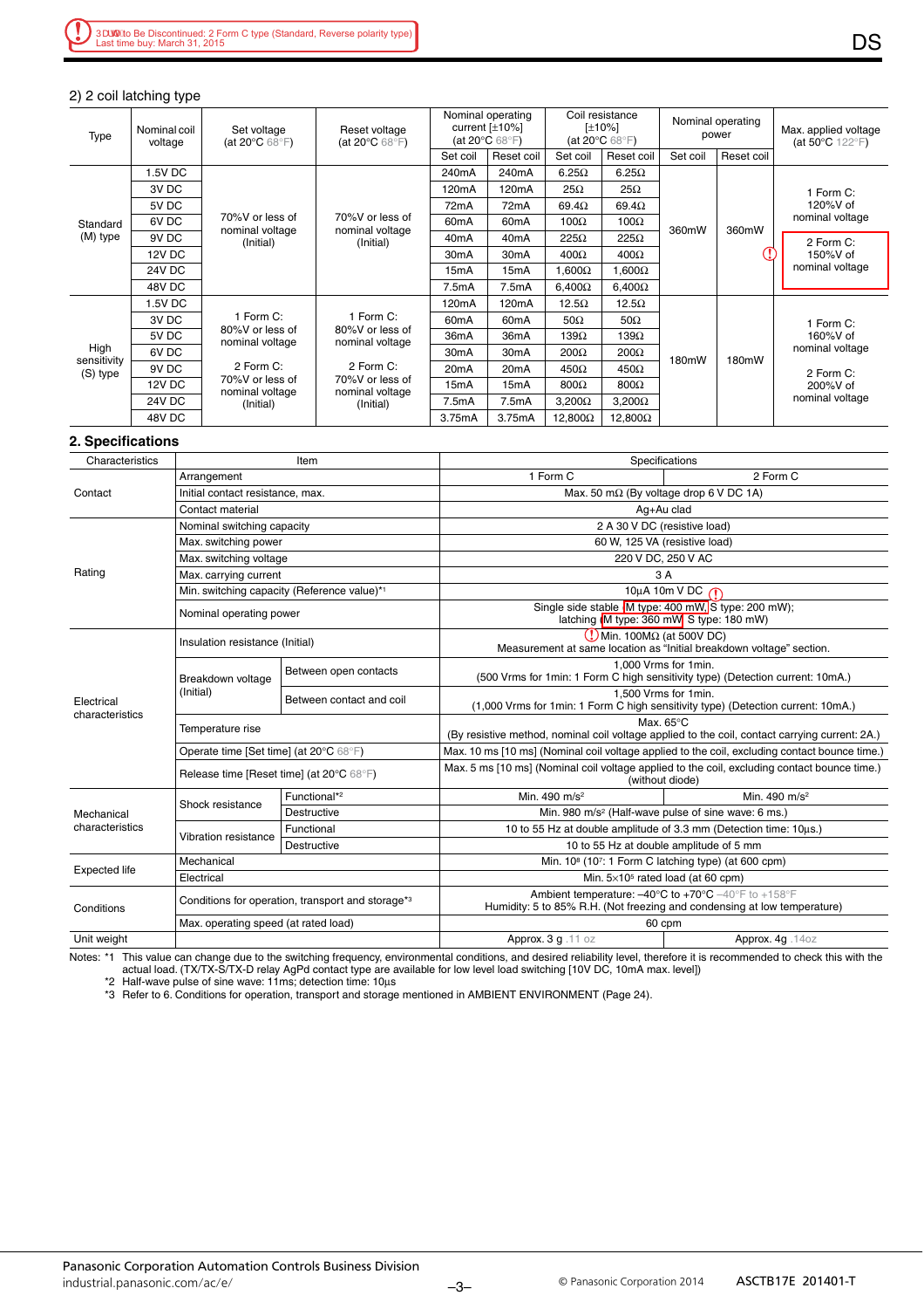3D Wo to Be Discontinued: 2 Form C type (Standard, Reverse polarity type)
Last time buy: March 31, 2015

2) 2 coil latching type

| Type | Nominal coil voltage | Set voltage (at 20°C 68°F) | Reset voltage (at 20°C 68°F) | Nominal operating current [±10%] (at 20°C 68°F) | | Coil resistance [±10%] (at 20°C 68°F) | | Nominal operating power | | Max. applied voltage (at 50°C 122°F) |
|---|---|---|---|---|---|---|---|---|---|---|
| | | | | Set coil | Reset coil | Set coil | Reset coil | Set coil | Reset coil | |
| Standard (M) type | 1.5V DC | 70%V or less of nominal voltage (Initial) | 70%V or less of nominal voltage (Initial) | 240mA | 240mA | 6.25Ω | 6.25Ω | 360mW | 360mW | 1 Form C: 120%V of nominal voltage; 2 Form C: 150%V of nominal voltage |
| | 3V DC | | | 120mA | 120mA | 25Ω | 25Ω | | | |
| | 5V DC | | | 72mA | 72mA | 69.4Ω | 69.4Ω | | | |
| | 6V DC | | | 60mA | 60mA | 100Ω | 100Ω | | | |
| | 9V DC | | | 40mA | 40mA | 225Ω | 225Ω | | | |
| | 12V DC | | | 30mA | 30mA | 400Ω | 400Ω | | | |
| | 24V DC | | | 15mA | 15mA | 1,600Ω | 1,600Ω | | | |
| | 48V DC | | | 7.5mA | 7.5mA | 6,400Ω | 6,400Ω | | | |
| High sensitivity (S) type | 1.5V DC | 1 Form C: 80%V or less of nominal voltage; 2 Form C: 70%V or less of nominal voltage (Initial) | 1 Form C: 80%V or less of nominal voltage; 2 Form C: 70%V or less of nominal voltage (Initial) | 120mA | 120mA | 12.5Ω | 12.5Ω | 180mW | 180mW | 1 Form C: 160%V of nominal voltage; 2 Form C: 200%V of nominal voltage |
| | 3V DC | | | 60mA | 60mA | 50Ω | 50Ω | | | |
| | 5V DC | | | 36mA | 36mA | 139Ω | 139Ω | | | |
| | 6V DC | | | 30mA | 30mA | 200Ω | 200Ω | | | |
| | 9V DC | | | 20mA | 20mA | 450Ω | 450Ω | | | |
| | 12V DC | | | 15mA | 15mA | 800Ω | 800Ω | | | |
| | 24V DC | | | 7.5mA | 7.5mA | 3,200Ω | 3,200Ω | | | |
| | 48V DC | | | 3.75mA | 3.75mA | 12,800Ω | 12,800Ω | | | |

## 2. Specifications

| Characteristics | Item | | Specifications | |
|---|---|---|---|---|
| Contact | Arrangement | | 1 Form C | 2 Form C |
| | Initial contact resistance, max. | | Max. 50 mΩ (By voltage drop 6 V DC 1A) | |
| | Contact material | | Ag+Au clad | |
| Rating | Nominal switching capacity | | 2 A 30 V DC (resistive load) | |
| | Max. switching power | | 60 W, 125 VA (resistive load) | |
| | Max. switching voltage | | 220 V DC, 250 V AC | |
| | Max. carrying current | | 3 A | |
| | Min. switching capacity (Reference value)*1 | | 10μA 10m V DC | |
| | Nominal operating power | | Single side stable (M type: 400 mW, S type: 200 mW); latching (M type: 360 mW, S type: 180 mW) | |
| Electrical characteristics | Insulation resistance (Initial) | | Min. 100MΩ (at 500V DC) Measurement at same location as "Initial breakdown voltage" section. | |
| | Breakdown voltage (Initial) | Between open contacts | 1,000 Vrms for 1min. (500 Vrms for 1min: 1 Form C high sensitivity type) (Detection current: 10mA.) | |
| | | Between contact and coil | 1,500 Vrms for 1min. (1,000 Vrms for 1min: 1 Form C high sensitivity type) (Detection current: 10mA.) | |
| | Temperature rise | | Max. 65°C (By resistive method, nominal coil voltage applied to the coil, contact carrying current: 2A.) | |
| | Operate time [Set time] (at 20°C 68°F) | | Max. 10 ms [10 ms] (Nominal coil voltage applied to the coil, excluding contact bounce time.) | |
| | Release time [Reset time] (at 20°C 68°F) | | Max. 5 ms [10 ms] (Nominal coil voltage applied to the coil, excluding contact bounce time.) (without diode) | |
| Mechanical characteristics | Shock resistance | Functional*2 | Min. 490 m/s² | Min. 490 m/s² |
| | | Destructive | Min. 980 m/s² (Half-wave pulse of sine wave: 6 ms.) | |
| | Vibration resistance | Functional | 10 to 55 Hz at double amplitude of 3.3 mm (Detection time: 10μs.) | |
| | | Destructive | 10 to 55 Hz at double amplitude of 5 mm | |
| Expected life | Mechanical | | Min. $10^8$ ($10^7$: 1 Form C latching type) (at 600 cpm) | |
| | Electrical | | Min. $5 \times 10^5$ rated load (at 60 cpm) | |
| Conditions | Conditions for operation, transport and storage*3 | | Ambient temperature: –40°C to +70°C –40°F to +158°F Humidity: 5 to 85% R.H. (Not freezing and condensing at low temperature) | |
| | Max. operating speed (at rated load) | | 60 cpm | |
| Unit weight | | | Approx. 3 g .11 oz | Approx. 4g .14oz |

Notes: *1 This value can change due to the switching frequency, environmental conditions, and desired reliability level, therefore it is recommended to check this with the actual load. (TX/TX-S/TX-D relay AgPd contact type are available for low level load switching [10V DC, 10mA max. level])
*2 Half-wave pulse of sine wave: 11ms; detection time: 10μs
*3 Refer to 6. Conditions for operation, transport and storage mentioned in AMBIENT ENVIRONMENT (Page 24).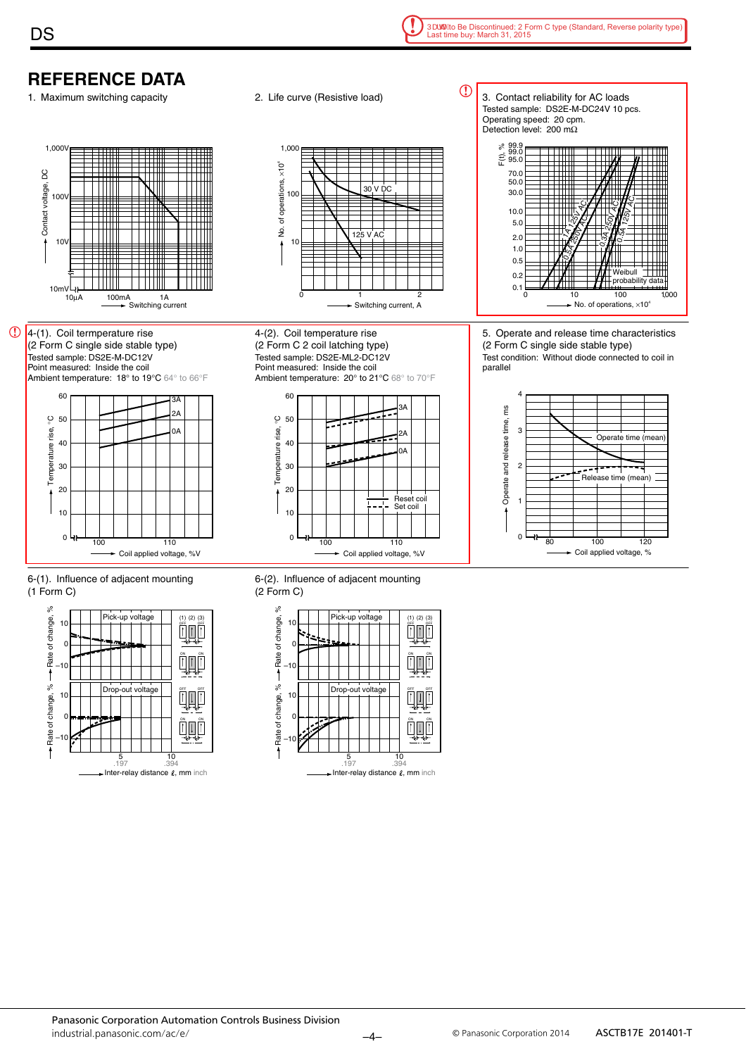> ⚠ To Be Discontinued: 2 Form C type (Standard, Reverse polarity type)
> Last time buy: March 31, 2015

# REFERENCE DATA

1. Maximum switching capacity

Contact voltage, DC: 1,000V, 100V, 10V, 10mV
Switching current: 10µA, 100mA, 1A

2. Life curve (Resistive load)

No. of operations, $\times 10^4$: 1,000, 100, 10
Switching current, A: 0, 1, 2
30 V DC
125 V AC

3. Contact reliability for AC loads

Tested sample: DS2E-M-DC24V 10 pcs.
Operating speed: 20 cpm.
Detection level: 200 mΩ

F(t), %: 99.9, 99.0, 95.0, 70.0, 50.0, 30.0, 10.0, 5.0, 2.0, 1.0, 0.5, 0.2, 0.1
No. of operations, $\times 10^4$: 0, 10, 100, 1,000
1A 125V AC, 0.5A 250V AC, 0.3A 250V AC, 0.5A 125V AC
Weibull probability data

4-(1). Coil termperature rise
(2 Form C single side stable type)
Tested sample: DS2E-M-DC12V
Point measured: Inside the coil
Ambient temperature: 18° to 19°C 64° to 66°F

Temperature rise, °C: 0, 10, 20, 30, 40, 50, 60
Coil applied voltage, %V: 100, 110
3A, 2A, 0A

4-(2). Coil temperature rise
(2 Form C 2 coil latching type)
Tested sample: DS2E-ML2-DC12V
Point measured: Inside the coil
Ambient temperature: 20° to 21°C 68° to 70°F

Temperature rise, °C: 0, 10, 20, 30, 40, 50, 60
Coil applied voltage, %V: 100, 110
3A, 2A, 0A
Reset coil
Set coil

5. Operate and release time characteristics
(2 Form C single side stable type)
Test condition: Without diode connected to coil in parallel

Operate and release time, ms: 0, 1, 2, 3, 4
Coil applied voltage, %: 80, 100, 120
Operate time (mean)
Release time (mean)

6-(1). Influence of adjacent mounting
(1 Form C)

Pick-up voltage
Drop-out voltage
Rate of change, %: 10, 0, –10
Inter-relay distance ℓ, mm inch: 5 (.197), 10 (.394)
(1) (2) (3) OFF ON

6-(2). Influence of adjacent mounting
(2 Form C)

Pick-up voltage
Drop-out voltage
Rate of change, %: 10, 0, –10
Inter-relay distance ℓ, mm inch: 5 (.197), 10 (.394)
(1) (2) (3) OFF ON

Panasonic Corporation Automation Controls Business Division
industrial.panasonic.com/ac/e/

© Panasonic Corporation 2014 ASCTB17E 201401-T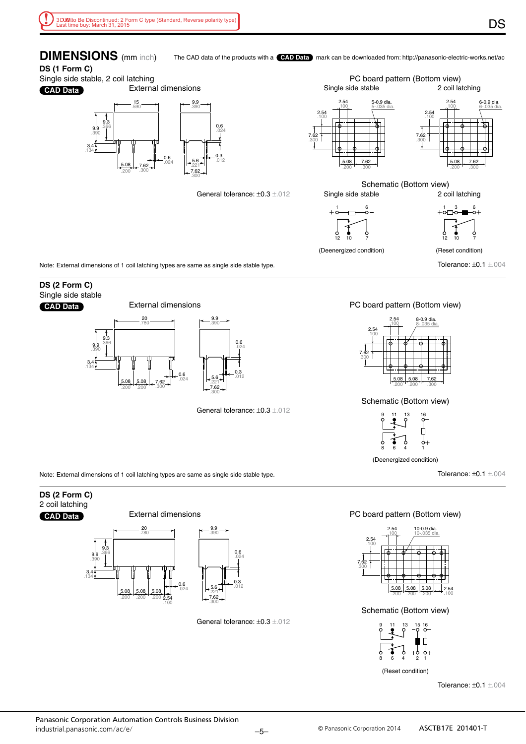3DW to Be Discontinued: 2 Form C type (Standard, Reverse polarity type)
Last time buy: March 31, 2015

# DIMENSIONS (mm inch)

The CAD data of the products with a **CAD Data** mark can be downloaded from: http://panasonic-electric-works.net/ac

## DS (1 Form C)

Single side stable, 2 coil latching

**CAD Data**

External dimensions

General tolerance: ±0.3 ±.012

PC board pattern (Bottom view)

Single side stable — 2 coil latching

Schematic (Bottom view)

Single side stable — 2 coil latching

(Deenergized condition) — (Reset condition)

Tolerance: ±0.1 ±.004

Note: External dimensions of 1 coil latching types are same as single side stable type.

## DS (2 Form C)

Single side stable

**CAD Data**

External dimensions

General tolerance: ±0.3 ±.012

PC board pattern (Bottom view)

Schematic (Bottom view)

(Deenergized condition)

Tolerance: ±0.1 ±.004

Note: External dimensions of 1 coil latching types are same as single side stable type.

## DS (2 Form C)

2 coil latching

**CAD Data**

External dimensions

General tolerance: ±0.3 ±.012

PC board pattern (Bottom view)

Schematic (Bottom view)

(Reset condition)

Tolerance: ±0.1 ±.004

Panasonic Corporation Automation Controls Business Division
industrial.panasonic.com/ac/e/

© Panasonic Corporation 2014 ASCTB17E 201401-T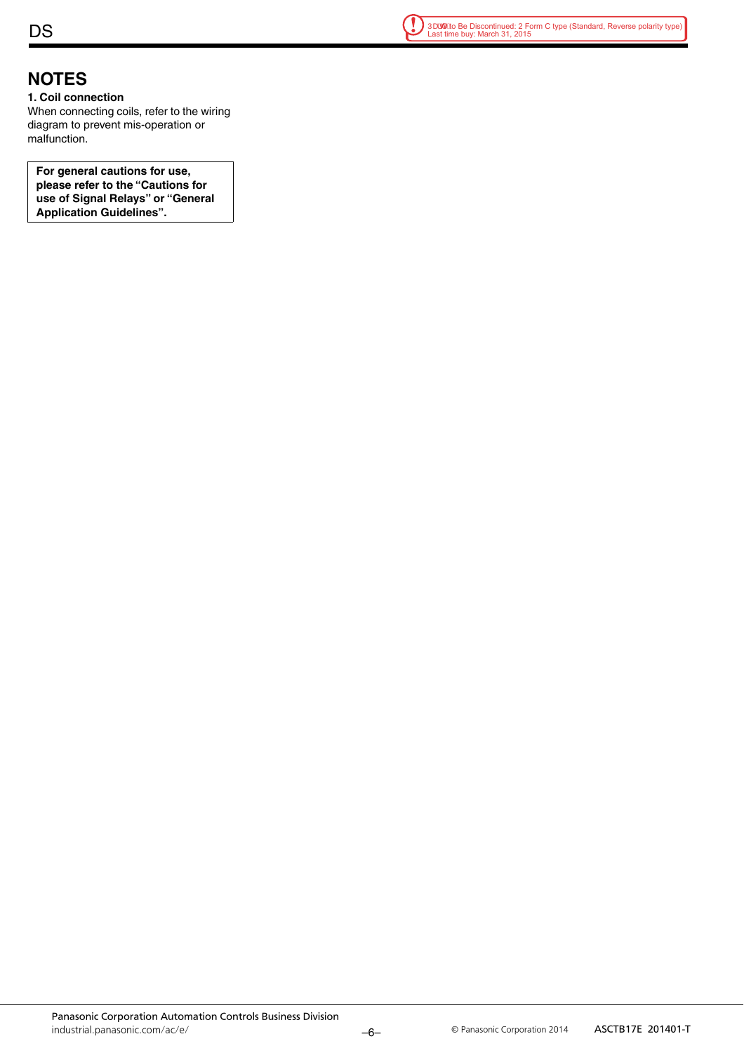## NOTES

**1. Coil connection**

When connecting coils, refer to the wiring diagram to prevent mis-operation or malfunction.

**For general cautions for use, please refer to the "Cautions for use of Signal Relays" or "General Application Guidelines".**